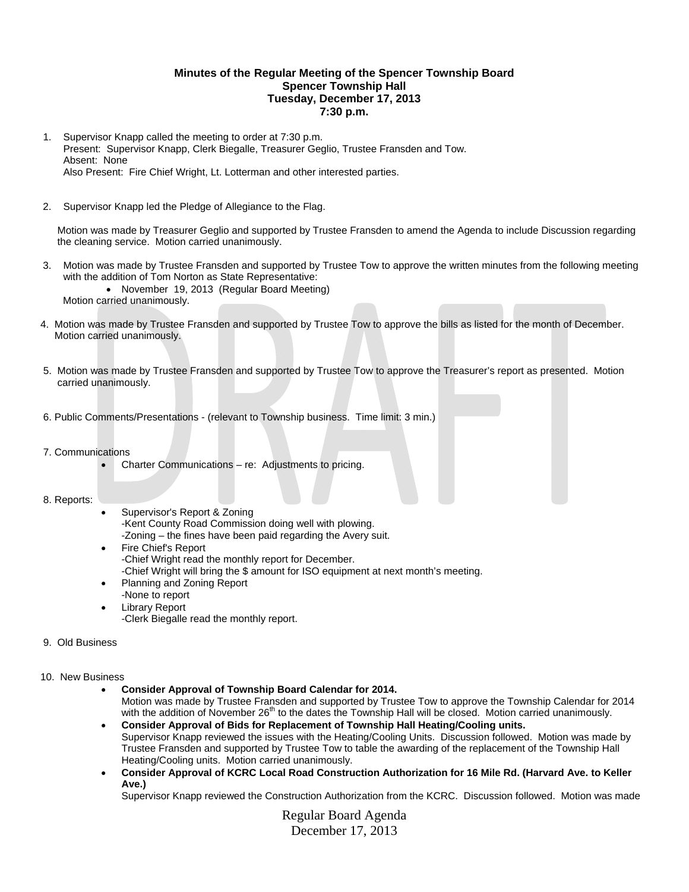**Minutes of the Regular Meeting of the Spencer Township Board**
**Spencer Township Hall**
**Tuesday, December 17, 2013**
**7:30 p.m.**

1. Supervisor Knapp called the meeting to order at 7:30 p.m.
   Present: Supervisor Knapp, Clerk Biegalle, Treasurer Geglio, Trustee Fransden and Tow.
   Absent: None
   Also Present: Fire Chief Wright, Lt. Lotterman and other interested parties.

2. Supervisor Knapp led the Pledge of Allegiance to the Flag.

   Motion was made by Treasurer Geglio and supported by Trustee Fransden to amend the Agenda to include Discussion regarding the cleaning service. Motion carried unanimously.

3. Motion was made by Trustee Fransden and supported by Trustee Tow to approve the written minutes from the following meeting with the addition of Tom Norton as State Representative:
   - November 19, 2013 (Regular Board Meeting)

   Motion carried unanimously.

4. Motion was made by Trustee Fransden and supported by Trustee Tow to approve the bills as listed for the month of December. Motion carried unanimously.

5. Motion was made by Trustee Fransden and supported by Trustee Tow to approve the Treasurer's report as presented. Motion carried unanimously.

6. Public Comments/Presentations - (relevant to Township business. Time limit: 3 min.)

7. Communications
   - Charter Communications – re: Adjustments to pricing.

8. Reports:
   - Supervisor's Report & Zoning
     -Kent County Road Commission doing well with plowing.
     -Zoning – the fines have been paid regarding the Avery suit.
   - Fire Chief's Report
     -Chief Wright read the monthly report for December.
     -Chief Wright will bring the $ amount for ISO equipment at next month's meeting.
   - Planning and Zoning Report
     -None to report
   - Library Report
     -Clerk Biegalle read the monthly report.

9. Old Business

10. New Business
    - **Consider Approval of Township Board Calendar for 2014.**
      Motion was made by Trustee Fransden and supported by Trustee Tow to approve the Township Calendar for 2014 with the addition of November 26th to the dates the Township Hall will be closed. Motion carried unanimously.
    - **Consider Approval of Bids for Replacement of Township Hall Heating/Cooling units.**
      Supervisor Knapp reviewed the issues with the Heating/Cooling Units. Discussion followed. Motion was made by Trustee Fransden and supported by Trustee Tow to table the awarding of the replacement of the Township Hall Heating/Cooling units. Motion carried unanimously.
    - **Consider Approval of KCRC Local Road Construction Authorization for 16 Mile Rd. (Harvard Ave. to Keller Ave.)**
      Supervisor Knapp reviewed the Construction Authorization from the KCRC. Discussion followed. Motion was made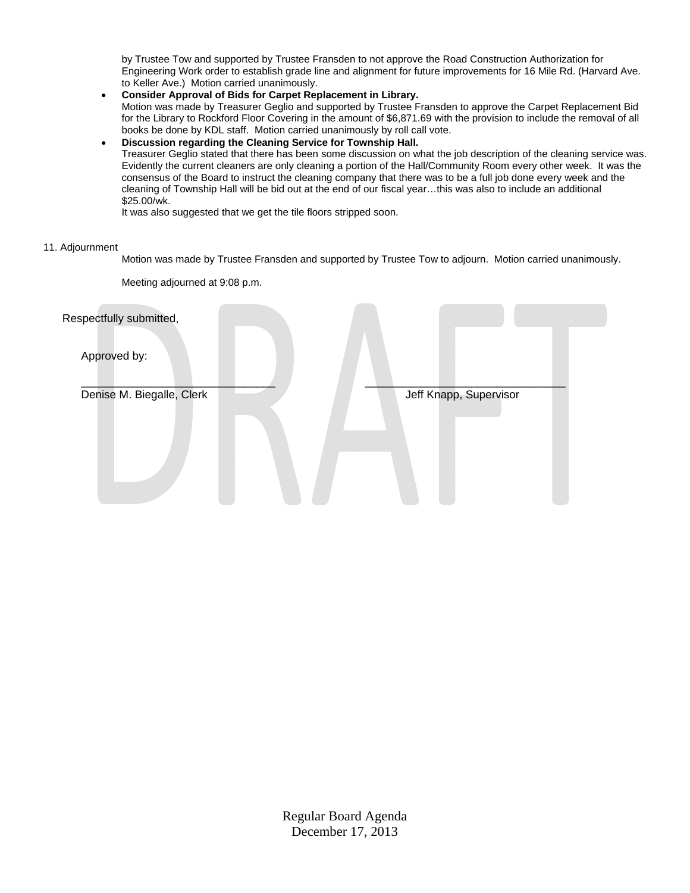by Trustee Tow and supported by Trustee Fransden to not approve the Road Construction Authorization for Engineering Work order to establish grade line and alignment for future improvements for 16 Mile Rd. (Harvard Ave. to Keller Ave.) Motion carried unanimously.

- **Consider Approval of Bids for Carpet Replacement in Library.**
  Motion was made by Treasurer Geglio and supported by Trustee Fransden to approve the Carpet Replacement Bid for the Library to Rockford Floor Covering in the amount of $6,871.69 with the provision to include the removal of all books be done by KDL staff. Motion carried unanimously by roll call vote.
- **Discussion regarding the Cleaning Service for Township Hall.**
  Treasurer Geglio stated that there has been some discussion on what the job description of the cleaning service was. Evidently the current cleaners are only cleaning a portion of the Hall/Community Room every other week. It was the consensus of the Board to instruct the cleaning company that there was to be a full job done every week and the cleaning of Township Hall will be bid out at the end of our fiscal year…this was also to include an additional $25.00/wk.
  It was also suggested that we get the tile floors stripped soon.

11. Adjournment

Motion was made by Trustee Fransden and supported by Trustee Tow to adjourn. Motion carried unanimously.

Meeting adjourned at 9:08 p.m.

Respectfully submitted,

Approved by:

______________________________ ______________________________

Denise M. Biegalle, Clerk Jeff Knapp, Supervisor

DRAFT

Regular Board Agenda
December 17, 2013